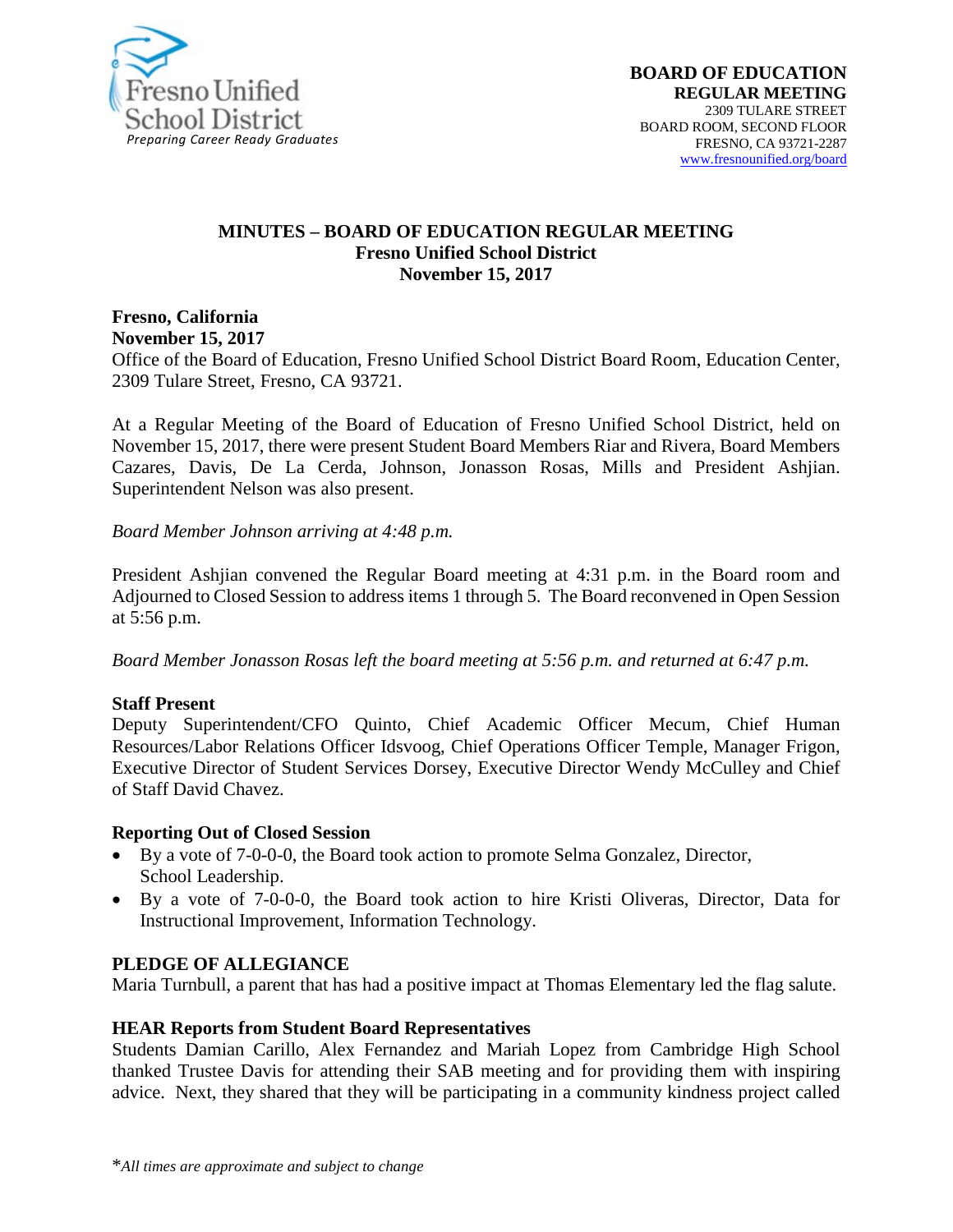**BOARD OF EDUCATION**
**REGULAR MEETING**
2309 TULARE STREET
BOARD ROOM, SECOND FLOOR
FRESNO, CA 93721-2287
www.fresnounified.org/board

# MINUTES – BOARD OF EDUCATION REGULAR MEETING
## Fresno Unified School District
## November 15, 2017

**Fresno, California**
**November 15, 2017**
Office of the Board of Education, Fresno Unified School District Board Room, Education Center, 2309 Tulare Street, Fresno, CA 93721.

At a Regular Meeting of the Board of Education of Fresno Unified School District, held on November 15, 2017, there were present Student Board Members Riar and Rivera, Board Members Cazares, Davis, De La Cerda, Johnson, Jonasson Rosas, Mills and President Ashjian. Superintendent Nelson was also present.

*Board Member Johnson arriving at 4:48 p.m.*

President Ashjian convened the Regular Board meeting at 4:31 p.m. in the Board room and Adjourned to Closed Session to address items 1 through 5. The Board reconvened in Open Session at 5:56 p.m.

*Board Member Jonasson Rosas left the board meeting at 5:56 p.m. and returned at 6:47 p.m.*

**Staff Present**
Deputy Superintendent/CFO Quinto, Chief Academic Officer Mecum, Chief Human Resources/Labor Relations Officer Idsvoog, Chief Operations Officer Temple, Manager Frigon, Executive Director of Student Services Dorsey, Executive Director Wendy McCulley and Chief of Staff David Chavez.

**Reporting Out of Closed Session**

- By a vote of 7-0-0-0, the Board took action to promote Selma Gonzalez, Director, School Leadership.
- By a vote of 7-0-0-0, the Board took action to hire Kristi Oliveras, Director, Data for Instructional Improvement, Information Technology.

**PLEDGE OF ALLEGIANCE**
Maria Turnbull, a parent that has had a positive impact at Thomas Elementary led the flag salute.

**HEAR Reports from Student Board Representatives**
Students Damian Carillo, Alex Fernandez and Mariah Lopez from Cambridge High School thanked Trustee Davis for attending their SAB meeting and for providing them with inspiring advice. Next, they shared that they will be participating in a community kindness project called

*All times are approximate and subject to change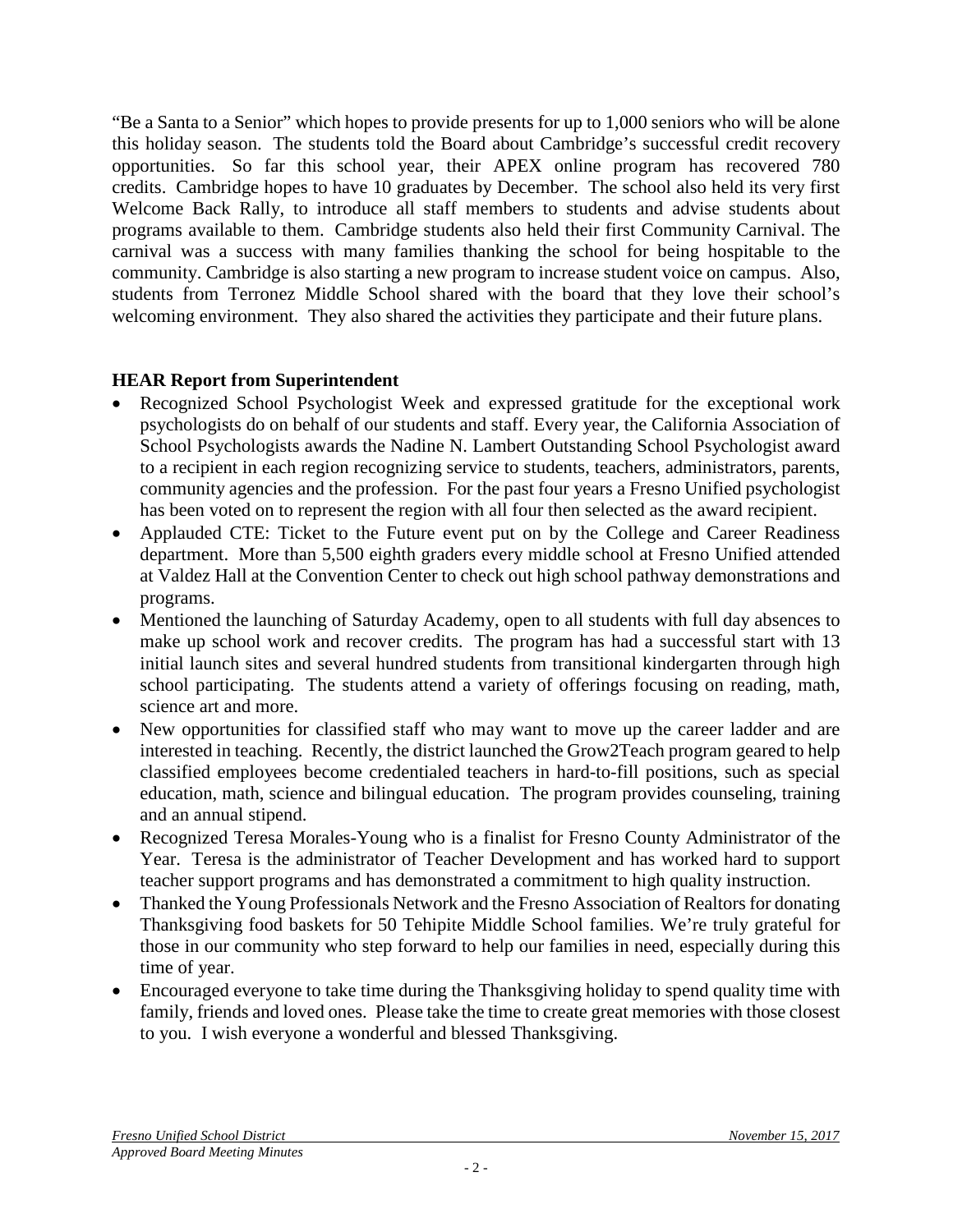"Be a Santa to a Senior" which hopes to provide presents for up to 1,000 seniors who will be alone this holiday season. The students told the Board about Cambridge's successful credit recovery opportunities. So far this school year, their APEX online program has recovered 780 credits. Cambridge hopes to have 10 graduates by December. The school also held its very first Welcome Back Rally, to introduce all staff members to students and advise students about programs available to them. Cambridge students also held their first Community Carnival. The carnival was a success with many families thanking the school for being hospitable to the community. Cambridge is also starting a new program to increase student voice on campus. Also, students from Terronez Middle School shared with the board that they love their school's welcoming environment. They also shared the activities they participate and their future plans.

**HEAR Report from Superintendent**

- Recognized School Psychologist Week and expressed gratitude for the exceptional work psychologists do on behalf of our students and staff. Every year, the California Association of School Psychologists awards the Nadine N. Lambert Outstanding School Psychologist award to a recipient in each region recognizing service to students, teachers, administrators, parents, community agencies and the profession. For the past four years a Fresno Unified psychologist has been voted on to represent the region with all four then selected as the award recipient.
- Applauded CTE: Ticket to the Future event put on by the College and Career Readiness department. More than 5,500 eighth graders every middle school at Fresno Unified attended at Valdez Hall at the Convention Center to check out high school pathway demonstrations and programs.
- Mentioned the launching of Saturday Academy, open to all students with full day absences to make up school work and recover credits. The program has had a successful start with 13 initial launch sites and several hundred students from transitional kindergarten through high school participating. The students attend a variety of offerings focusing on reading, math, science art and more.
- New opportunities for classified staff who may want to move up the career ladder and are interested in teaching. Recently, the district launched the Grow2Teach program geared to help classified employees become credentialed teachers in hard-to-fill positions, such as special education, math, science and bilingual education. The program provides counseling, training and an annual stipend.
- Recognized Teresa Morales-Young who is a finalist for Fresno County Administrator of the Year. Teresa is the administrator of Teacher Development and has worked hard to support teacher support programs and has demonstrated a commitment to high quality instruction.
- Thanked the Young Professionals Network and the Fresno Association of Realtors for donating Thanksgiving food baskets for 50 Tehipite Middle School families. We're truly grateful for those in our community who step forward to help our families in need, especially during this time of year.
- Encouraged everyone to take time during the Thanksgiving holiday to spend quality time with family, friends and loved ones. Please take the time to create great memories with those closest to you. I wish everyone a wonderful and blessed Thanksgiving.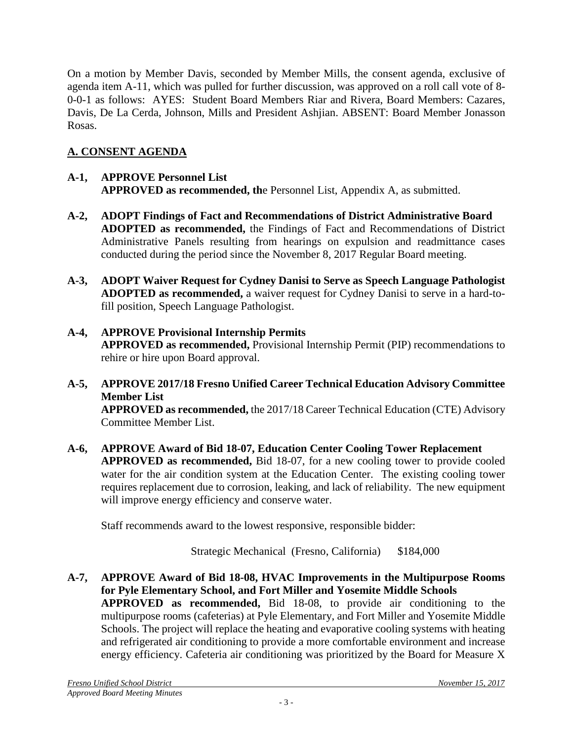On a motion by Member Davis, seconded by Member Mills, the consent agenda, exclusive of agenda item A-11, which was pulled for further discussion, was approved on a roll call vote of 8-0-0-1 as follows: AYES: Student Board Members Riar and Rivera, Board Members: Cazares, Davis, De La Cerda, Johnson, Mills and President Ashjian. ABSENT: Board Member Jonasson Rosas.

## A. CONSENT AGENDA

**A-1, APPROVE Personnel List**
**APPROVED as recommended, th**e Personnel List, Appendix A, as submitted.

**A-2, ADOPT Findings of Fact and Recommendations of District Administrative Board**
**ADOPTED as recommended,** the Findings of Fact and Recommendations of District Administrative Panels resulting from hearings on expulsion and readmittance cases conducted during the period since the November 8, 2017 Regular Board meeting.

**A-3, ADOPT Waiver Request for Cydney Danisi to Serve as Speech Language Pathologist**
**ADOPTED as recommended,** a waiver request for Cydney Danisi to serve in a hard-to-fill position, Speech Language Pathologist.

**A-4, APPROVE Provisional Internship Permits**
**APPROVED as recommended,** Provisional Internship Permit (PIP) recommendations to rehire or hire upon Board approval.

**A-5, APPROVE 2017/18 Fresno Unified Career Technical Education Advisory Committee Member List**
**APPROVED as recommended,** the 2017/18 Career Technical Education (CTE) Advisory Committee Member List.

**A-6, APPROVE Award of Bid 18-07, Education Center Cooling Tower Replacement**
**APPROVED as recommended,** Bid 18-07, for a new cooling tower to provide cooled water for the air condition system at the Education Center. The existing cooling tower requires replacement due to corrosion, leaking, and lack of reliability. The new equipment will improve energy efficiency and conserve water.

Staff recommends award to the lowest responsive, responsible bidder:

Strategic Mechanical (Fresno, California) $184,000

**A-7, APPROVE Award of Bid 18-08, HVAC Improvements in the Multipurpose Rooms for Pyle Elementary School, and Fort Miller and Yosemite Middle Schools**
**APPROVED as recommended,** Bid 18-08, to provide air conditioning to the multipurpose rooms (cafeterias) at Pyle Elementary, and Fort Miller and Yosemite Middle Schools. The project will replace the heating and evaporative cooling systems with heating and refrigerated air conditioning to provide a more comfortable environment and increase energy efficiency. Cafeteria air conditioning was prioritized by the Board for Measure X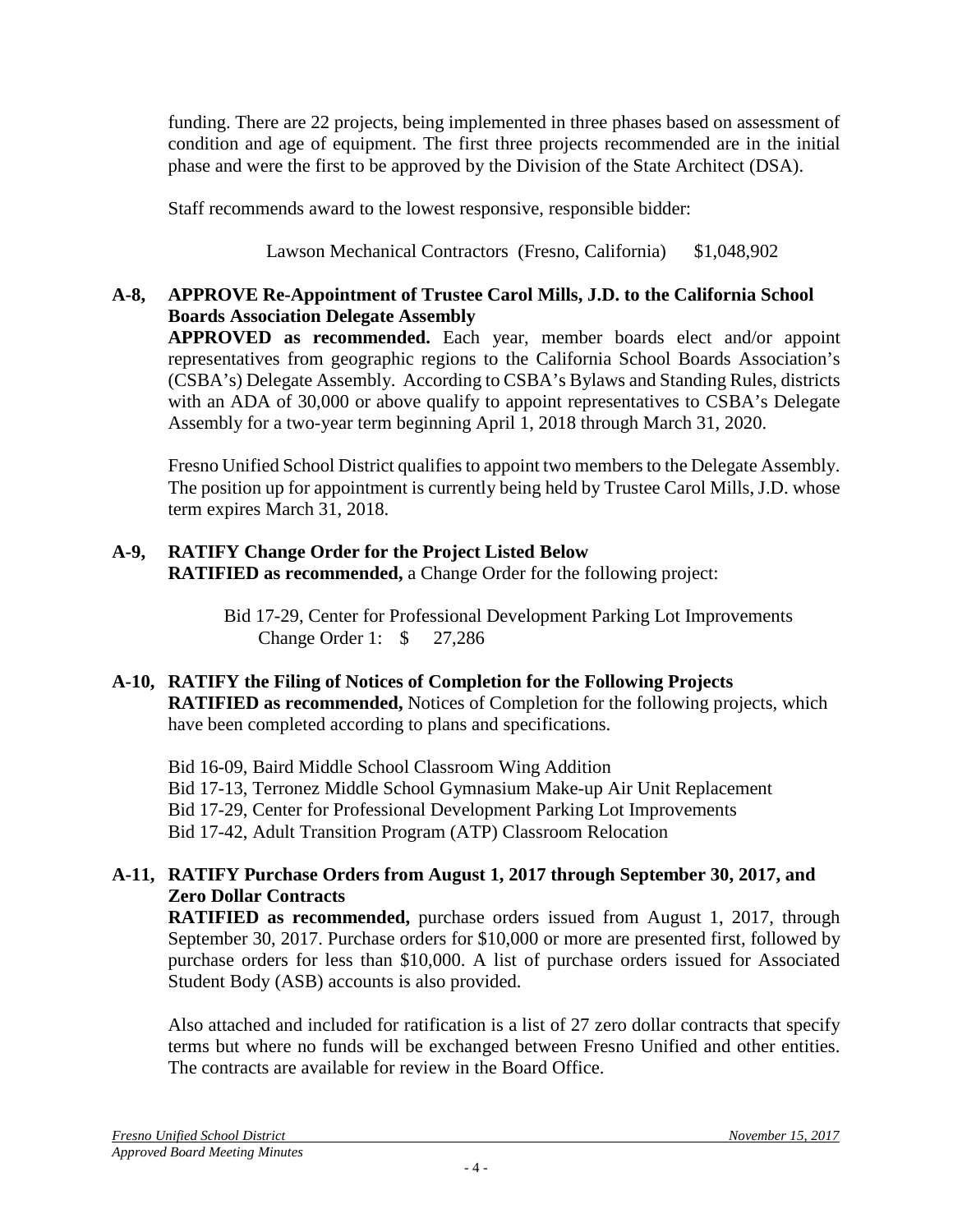funding. There are 22 projects, being implemented in three phases based on assessment of condition and age of equipment. The first three projects recommended are in the initial phase and were the first to be approved by the Division of the State Architect (DSA).

Staff recommends award to the lowest responsive, responsible bidder:

Lawson Mechanical Contractors (Fresno, California) $1,048,902

**A-8, APPROVE Re-Appointment of Trustee Carol Mills, J.D. to the California School Boards Association Delegate Assembly**

**APPROVED as recommended.** Each year, member boards elect and/or appoint representatives from geographic regions to the California School Boards Association's (CSBA's) Delegate Assembly. According to CSBA's Bylaws and Standing Rules, districts with an ADA of 30,000 or above qualify to appoint representatives to CSBA's Delegate Assembly for a two-year term beginning April 1, 2018 through March 31, 2020.

Fresno Unified School District qualifies to appoint two members to the Delegate Assembly. The position up for appointment is currently being held by Trustee Carol Mills, J.D. whose term expires March 31, 2018.

**A-9, RATIFY Change Order for the Project Listed Below**

**RATIFIED as recommended,** a Change Order for the following project:

Bid 17-29, Center for Professional Development Parking Lot Improvements
Change Order 1: $ 27,286

**A-10, RATIFY the Filing of Notices of Completion for the Following Projects**

**RATIFIED as recommended,** Notices of Completion for the following projects, which have been completed according to plans and specifications.

Bid 16-09, Baird Middle School Classroom Wing Addition
Bid 17-13, Terronez Middle School Gymnasium Make-up Air Unit Replacement
Bid 17-29, Center for Professional Development Parking Lot Improvements
Bid 17-42, Adult Transition Program (ATP) Classroom Relocation

**A-11, RATIFY Purchase Orders from August 1, 2017 through September 30, 2017, and Zero Dollar Contracts**

**RATIFIED as recommended,** purchase orders issued from August 1, 2017, through September 30, 2017. Purchase orders for $10,000 or more are presented first, followed by purchase orders for less than $10,000. A list of purchase orders issued for Associated Student Body (ASB) accounts is also provided.

Also attached and included for ratification is a list of 27 zero dollar contracts that specify terms but where no funds will be exchanged between Fresno Unified and other entities. The contracts are available for review in the Board Office.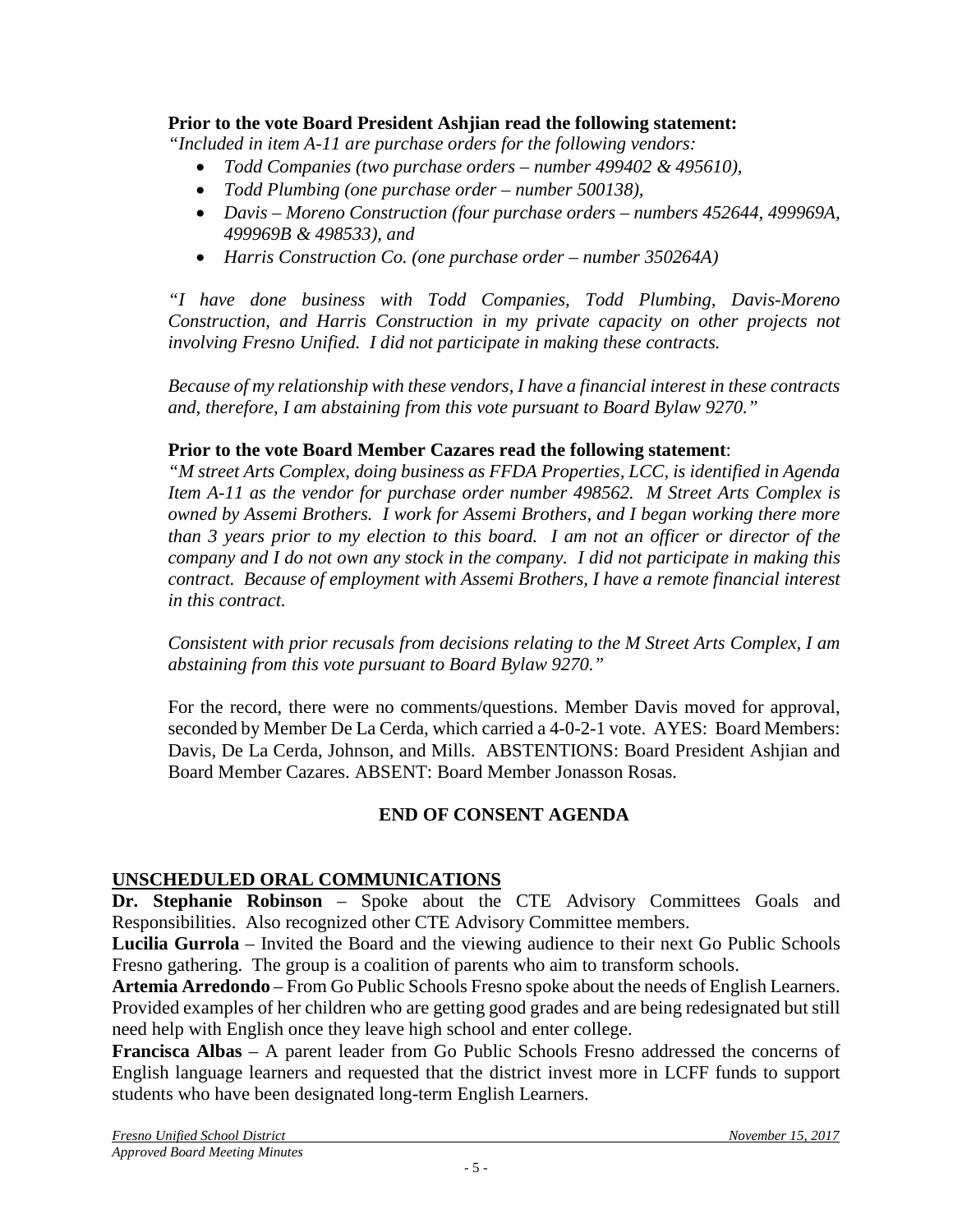**Prior to the vote Board President Ashjian read the following statement:**

*"Included in item A-11 are purchase orders for the following vendors:*

- *Todd Companies (two purchase orders – number 499402 & 495610),*
- *Todd Plumbing (one purchase order – number 500138),*
- *Davis – Moreno Construction (four purchase orders – numbers 452644, 499969A, 499969B & 498533), and*
- *Harris Construction Co. (one purchase order – number 350264A)*

*"I have done business with Todd Companies, Todd Plumbing, Davis-Moreno Construction, and Harris Construction in my private capacity on other projects not involving Fresno Unified. I did not participate in making these contracts.*

*Because of my relationship with these vendors, I have a financial interest in these contracts and, therefore, I am abstaining from this vote pursuant to Board Bylaw 9270."*

**Prior to the vote Board Member Cazares read the following statement**:

*"M street Arts Complex, doing business as FFDA Properties, LCC, is identified in Agenda Item A-11 as the vendor for purchase order number 498562. M Street Arts Complex is owned by Assemi Brothers. I work for Assemi Brothers, and I began working there more than 3 years prior to my election to this board. I am not an officer or director of the company and I do not own any stock in the company. I did not participate in making this contract. Because of employment with Assemi Brothers, I have a remote financial interest in this contract.*

*Consistent with prior recusals from decisions relating to the M Street Arts Complex, I am abstaining from this vote pursuant to Board Bylaw 9270."*

For the record, there were no comments/questions. Member Davis moved for approval, seconded by Member De La Cerda, which carried a 4-0-2-1 vote. AYES: Board Members: Davis, De La Cerda, Johnson, and Mills. ABSTENTIONS: Board President Ashjian and Board Member Cazares. ABSENT: Board Member Jonasson Rosas.

**END OF CONSENT AGENDA**

**UNSCHEDULED ORAL COMMUNICATIONS**

**Dr. Stephanie Robinson** – Spoke about the CTE Advisory Committees Goals and Responsibilities. Also recognized other CTE Advisory Committee members.

**Lucilia Gurrola** – Invited the Board and the viewing audience to their next Go Public Schools Fresno gathering. The group is a coalition of parents who aim to transform schools.

**Artemia Arredondo** – From Go Public Schools Fresno spoke about the needs of English Learners. Provided examples of her children who are getting good grades and are being redesignated but still need help with English once they leave high school and enter college.

**Francisca Albas** – A parent leader from Go Public Schools Fresno addressed the concerns of English language learners and requested that the district invest more in LCFF funds to support students who have been designated long-term English Learners.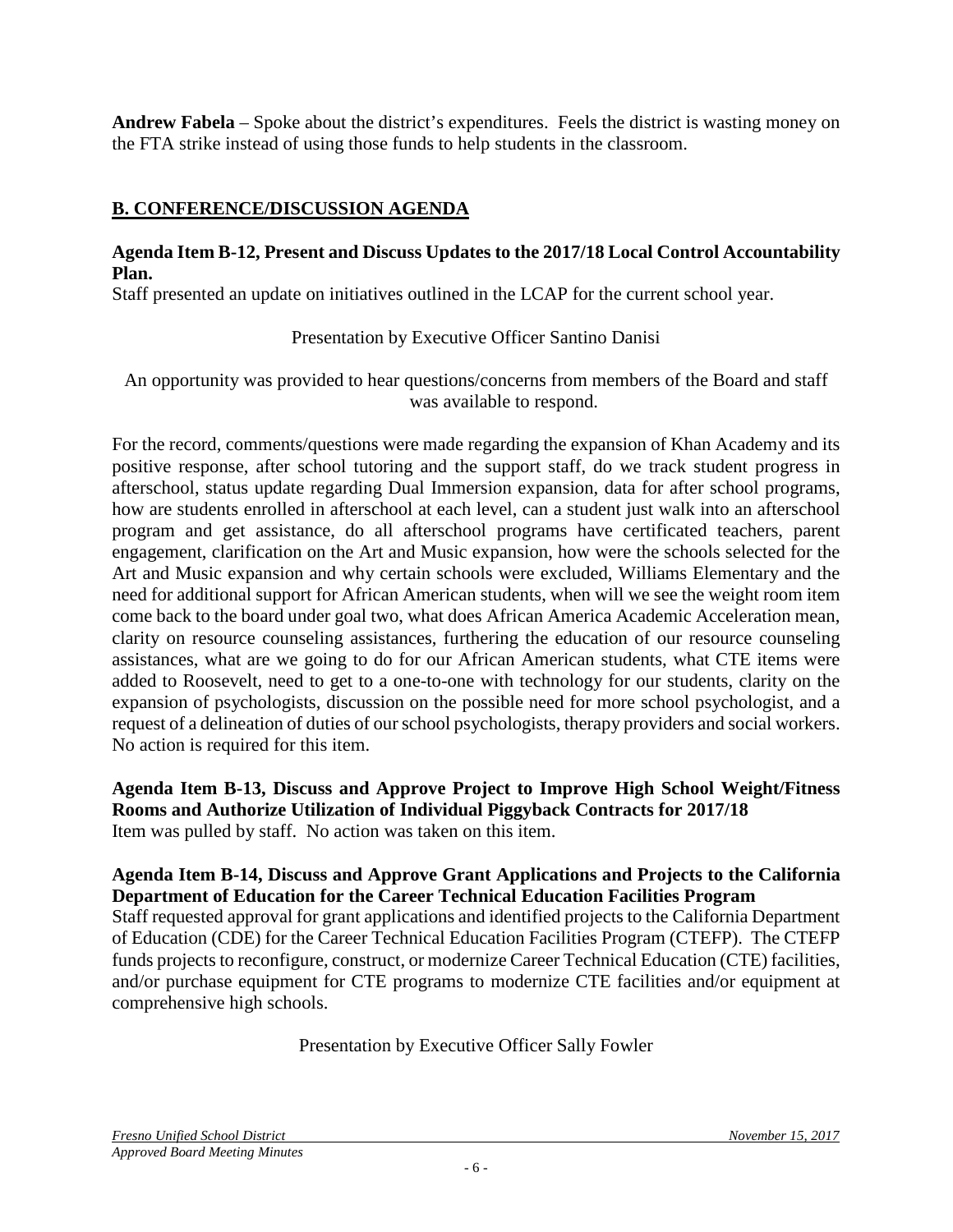**Andrew Fabela** – Spoke about the district's expenditures. Feels the district is wasting money on the FTA strike instead of using those funds to help students in the classroom.

## B. CONFERENCE/DISCUSSION AGENDA

**Agenda Item B-12, Present and Discuss Updates to the 2017/18 Local Control Accountability Plan.**

Staff presented an update on initiatives outlined in the LCAP for the current school year.

Presentation by Executive Officer Santino Danisi

An opportunity was provided to hear questions/concerns from members of the Board and staff was available to respond.

For the record, comments/questions were made regarding the expansion of Khan Academy and its positive response, after school tutoring and the support staff, do we track student progress in afterschool, status update regarding Dual Immersion expansion, data for after school programs, how are students enrolled in afterschool at each level, can a student just walk into an afterschool program and get assistance, do all afterschool programs have certificated teachers, parent engagement, clarification on the Art and Music expansion, how were the schools selected for the Art and Music expansion and why certain schools were excluded, Williams Elementary and the need for additional support for African American students, when will we see the weight room item come back to the board under goal two, what does African America Academic Acceleration mean, clarity on resource counseling assistances, furthering the education of our resource counseling assistances, what are we going to do for our African American students, what CTE items were added to Roosevelt, need to get to a one-to-one with technology for our students, clarity on the expansion of psychologists, discussion on the possible need for more school psychologist, and a request of a delineation of duties of our school psychologists, therapy providers and social workers. No action is required for this item.

**Agenda Item B-13, Discuss and Approve Project to Improve High School Weight/Fitness Rooms and Authorize Utilization of Individual Piggyback Contracts for 2017/18**

Item was pulled by staff. No action was taken on this item.

**Agenda Item B-14, Discuss and Approve Grant Applications and Projects to the California Department of Education for the Career Technical Education Facilities Program**

Staff requested approval for grant applications and identified projects to the California Department of Education (CDE) for the Career Technical Education Facilities Program (CTEFP). The CTEFP funds projects to reconfigure, construct, or modernize Career Technical Education (CTE) facilities, and/or purchase equipment for CTE programs to modernize CTE facilities and/or equipment at comprehensive high schools.

Presentation by Executive Officer Sally Fowler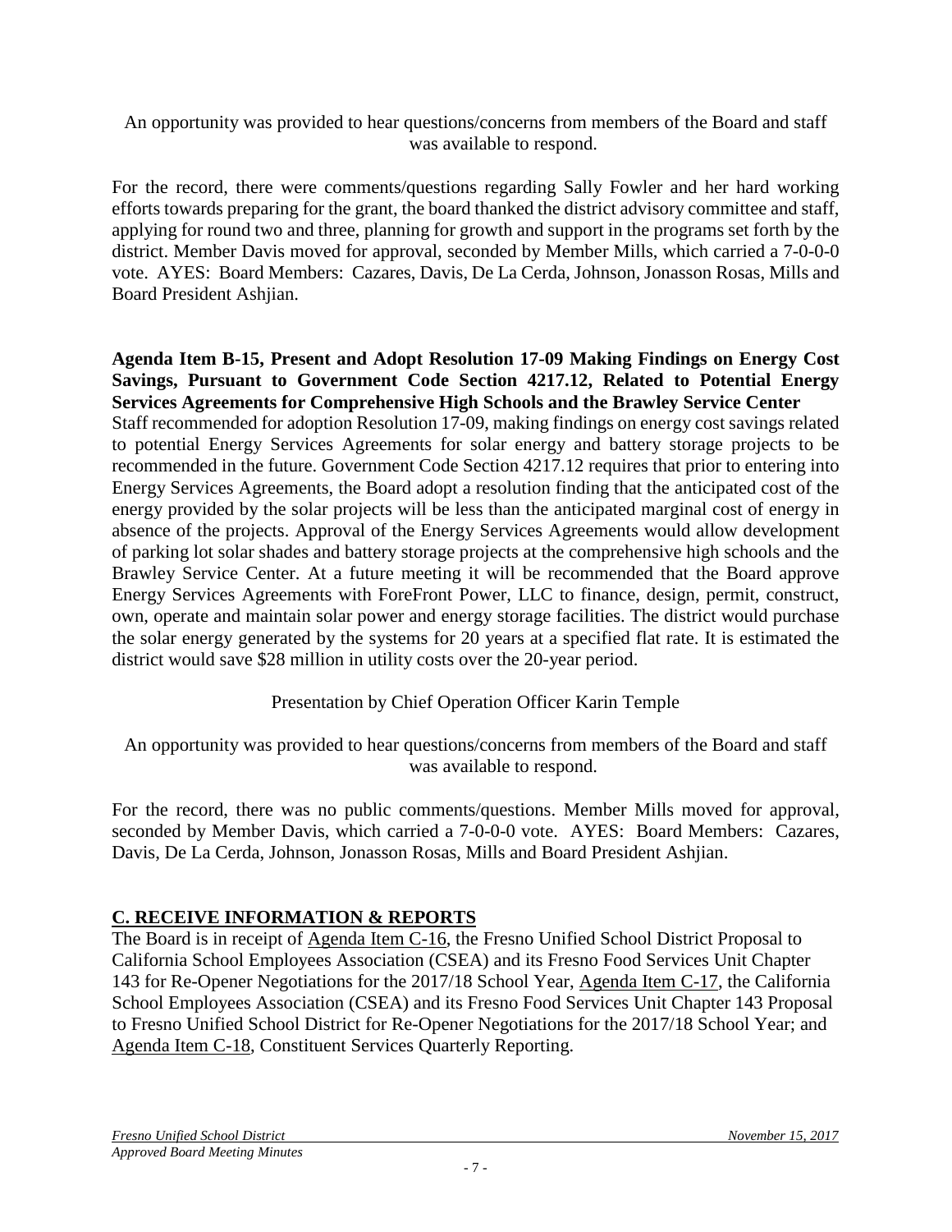An opportunity was provided to hear questions/concerns from members of the Board and staff was available to respond.

For the record, there were comments/questions regarding Sally Fowler and her hard working efforts towards preparing for the grant, the board thanked the district advisory committee and staff, applying for round two and three, planning for growth and support in the programs set forth by the district. Member Davis moved for approval, seconded by Member Mills, which carried a 7-0-0-0 vote. AYES: Board Members: Cazares, Davis, De La Cerda, Johnson, Jonasson Rosas, Mills and Board President Ashjian.

**Agenda Item B-15, Present and Adopt Resolution 17-09 Making Findings on Energy Cost Savings, Pursuant to Government Code Section 4217.12, Related to Potential Energy Services Agreements for Comprehensive High Schools and the Brawley Service Center**

Staff recommended for adoption Resolution 17-09, making findings on energy cost savings related to potential Energy Services Agreements for solar energy and battery storage projects to be recommended in the future. Government Code Section 4217.12 requires that prior to entering into Energy Services Agreements, the Board adopt a resolution finding that the anticipated cost of the energy provided by the solar projects will be less than the anticipated marginal cost of energy in absence of the projects. Approval of the Energy Services Agreements would allow development of parking lot solar shades and battery storage projects at the comprehensive high schools and the Brawley Service Center. At a future meeting it will be recommended that the Board approve Energy Services Agreements with ForeFront Power, LLC to finance, design, permit, construct, own, operate and maintain solar power and energy storage facilities. The district would purchase the solar energy generated by the systems for 20 years at a specified flat rate. It is estimated the district would save $28 million in utility costs over the 20-year period.

Presentation by Chief Operation Officer Karin Temple

An opportunity was provided to hear questions/concerns from members of the Board and staff was available to respond.

For the record, there was no public comments/questions. Member Mills moved for approval, seconded by Member Davis, which carried a 7-0-0-0 vote. AYES: Board Members: Cazares, Davis, De La Cerda, Johnson, Jonasson Rosas, Mills and Board President Ashjian.

## C. RECEIVE INFORMATION & REPORTS

The Board is in receipt of Agenda Item C-16, the Fresno Unified School District Proposal to California School Employees Association (CSEA) and its Fresno Food Services Unit Chapter 143 for Re-Opener Negotiations for the 2017/18 School Year, Agenda Item C-17, the California School Employees Association (CSEA) and its Fresno Food Services Unit Chapter 143 Proposal to Fresno Unified School District for Re-Opener Negotiations for the 2017/18 School Year; and Agenda Item C-18, Constituent Services Quarterly Reporting.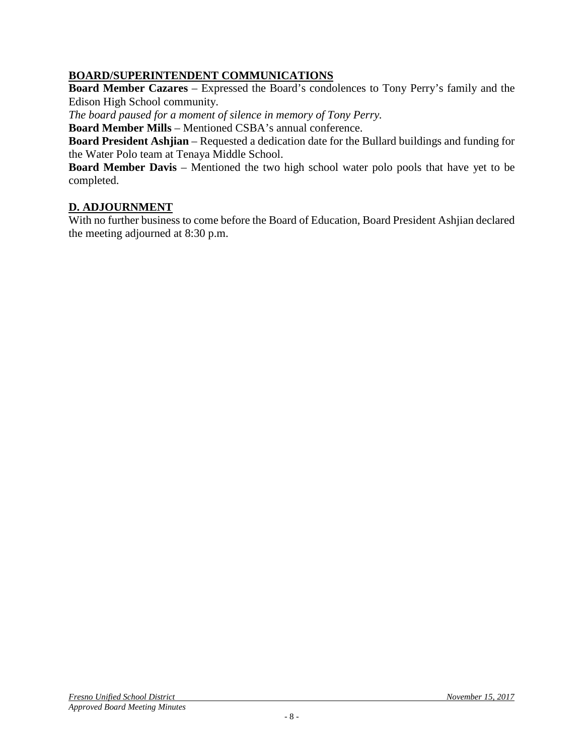## BOARD/SUPERINTENDENT COMMUNICATIONS

**Board Member Cazares** – Expressed the Board's condolences to Tony Perry's family and the Edison High School community.

*The board paused for a moment of silence in memory of Tony Perry.*

**Board Member Mills** – Mentioned CSBA's annual conference.

**Board President Ashjian** – Requested a dedication date for the Bullard buildings and funding for the Water Polo team at Tenaya Middle School.

**Board Member Davis** – Mentioned the two high school water polo pools that have yet to be completed.

## D. ADJOURNMENT

With no further business to come before the Board of Education, Board President Ashjian declared the meeting adjourned at 8:30 p.m.